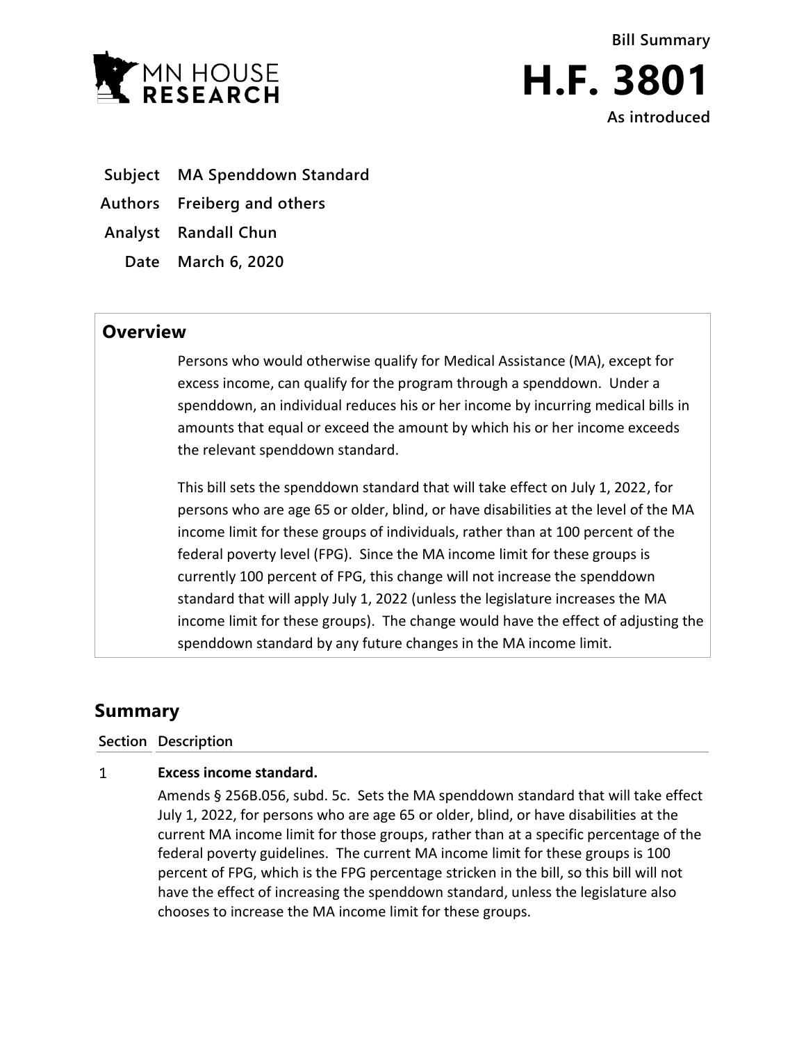MN HOUSE RESEARCH

**Bill Summary**

# H.F. 3801

**As introduced**

| | |
|---|---|
| **Subject** | **MA Spenddown Standard** |
| **Authors** | **Freiberg and others** |
| **Analyst** | **Randall Chun** |
| **Date** | **March 6, 2020** |

## Overview

Persons who would otherwise qualify for Medical Assistance (MA), except for excess income, can qualify for the program through a spenddown. Under a spenddown, an individual reduces his or her income by incurring medical bills in amounts that equal or exceed the amount by which his or her income exceeds the relevant spenddown standard.

This bill sets the spenddown standard that will take effect on July 1, 2022, for persons who are age 65 or older, blind, or have disabilities at the level of the MA income limit for these groups of individuals, rather than at 100 percent of the federal poverty level (FPG). Since the MA income limit for these groups is currently 100 percent of FPG, this change will not increase the spenddown standard that will apply July 1, 2022 (unless the legislature increases the MA income limit for these groups). The change would have the effect of adjusting the spenddown standard by any future changes in the MA income limit.

## Summary

| Section | Description |
|---|---|
| 1 | **Excess income standard.**<br>Amends § 256B.056, subd. 5c. Sets the MA spenddown standard that will take effect July 1, 2022, for persons who are age 65 or older, blind, or have disabilities at the current MA income limit for those groups, rather than at a specific percentage of the federal poverty guidelines. The current MA income limit for these groups is 100 percent of FPG, which is the FPG percentage stricken in the bill, so this bill will not have the effect of increasing the spenddown standard, unless the legislature also chooses to increase the MA income limit for these groups. |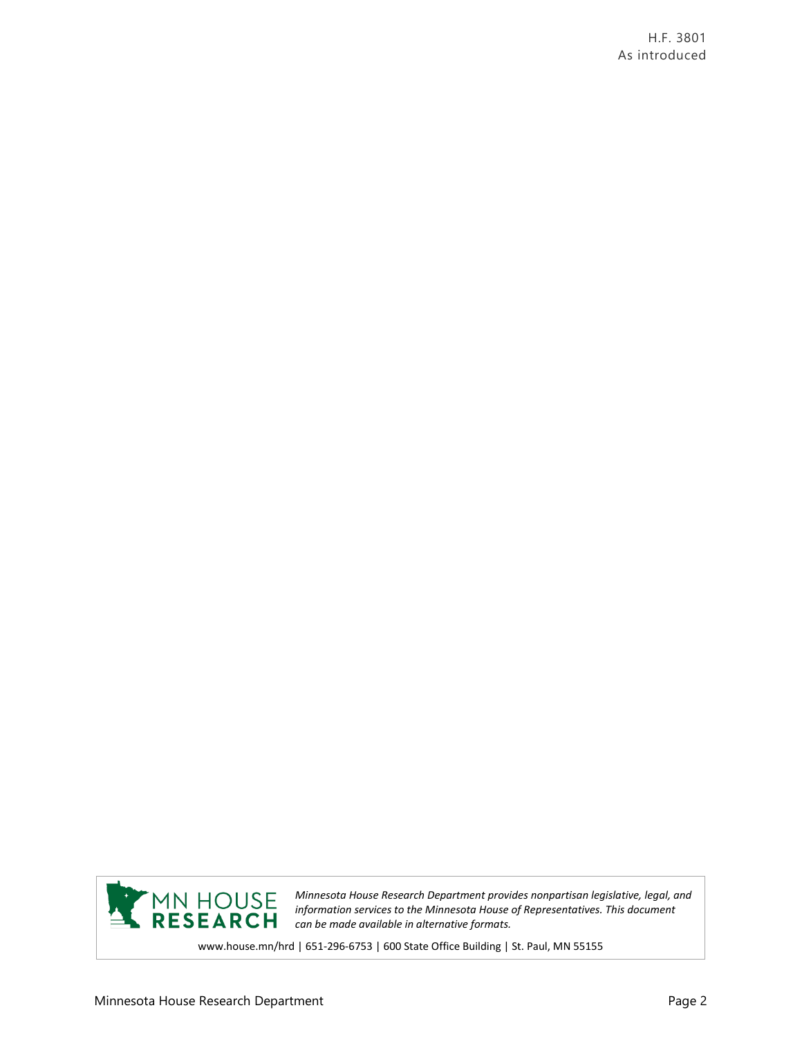Minnesota House Research Department provides nonpartisan legislative, legal, and information services to the Minnesota House of Representatives. This document can be made available in alternative formats.

www.house.mn/hrd | 651-296-6753 | 600 State Office Building | St. Paul, MN 55155